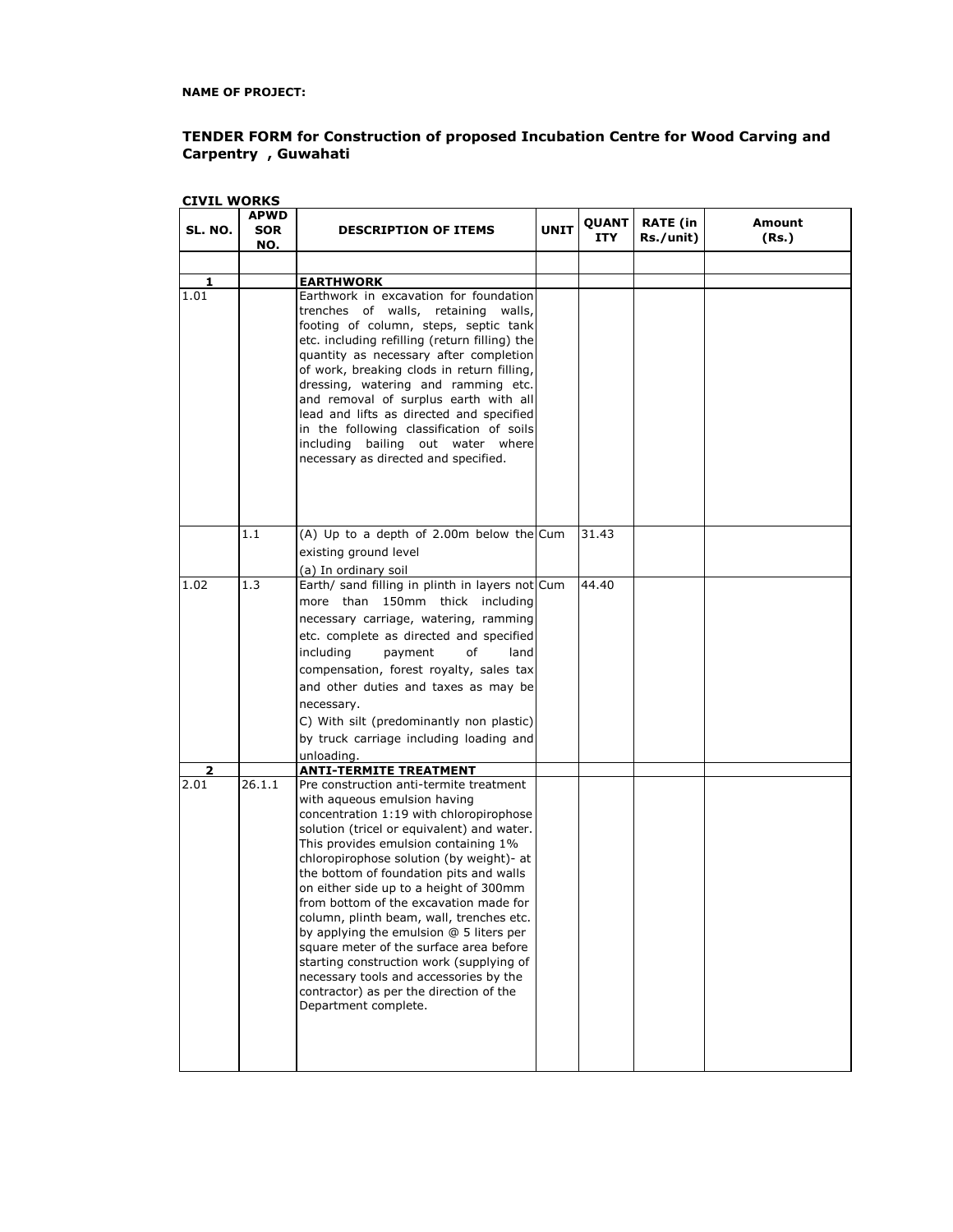**NAME OF PROJECT:**

## TENDER FORM for Construction of proposed Incubation Centre for Wood Carving and Carpentry , Guwahati

**CIVIL WORKS**

| SL. NO. | APWD SOR NO. | DESCRIPTION OF ITEMS | UNIT | QUANTITY | RATE (in Rs./unit) | Amount (Rs.) |
|---|---|---|---|---|---|---|
| | | | | | | |
| **1** | | **EARTHWORK** | | | | |
| 1.01 | | Earthwork in excavation for foundation trenches of walls, retaining walls, footing of column, steps, septic tank etc. including refilling (return filling) the quantity as necessary after completion of work, breaking clods in return filling, dressing, watering and ramming etc. and removal of surplus earth with all lead and lifts as directed and specified in the following classification of soils including bailing out water where necessary as directed and specified. | | | | |
| | 1.1 | (A) Up to a depth of 2.00m below the existing ground level<br>(a) In ordinary soil | Cum | 31.43 | | |
| 1.02 | 1.3 | Earth/ sand filling in plinth in layers not more than 150mm thick including necessary carriage, watering, ramming etc. complete as directed and specified including payment of land compensation, forest royalty, sales tax and other duties and taxes as may be necessary.<br>C) With silt (predominantly non plastic) by truck carriage including loading and unloading. | Cum | 44.40 | | |
| **2** | | **ANTI-TERMITE TREATMENT** | | | | |
| 2.01 | 26.1.1 | Pre construction anti-termite treatment with aqueous emulsion having concentration 1:19 with chloropirophose solution (tricel or equivalent) and water. This provides emulsion containing 1% chloropirophose solution (by weight)- at the bottom of foundation pits and walls on either side up to a height of 300mm from bottom of the excavation made for column, plinth beam, wall, trenches etc. by applying the emulsion @ 5 liters per square meter of the surface area before starting construction work (supplying of necessary tools and accessories by the contractor) as per the direction of the Department complete. | | | | |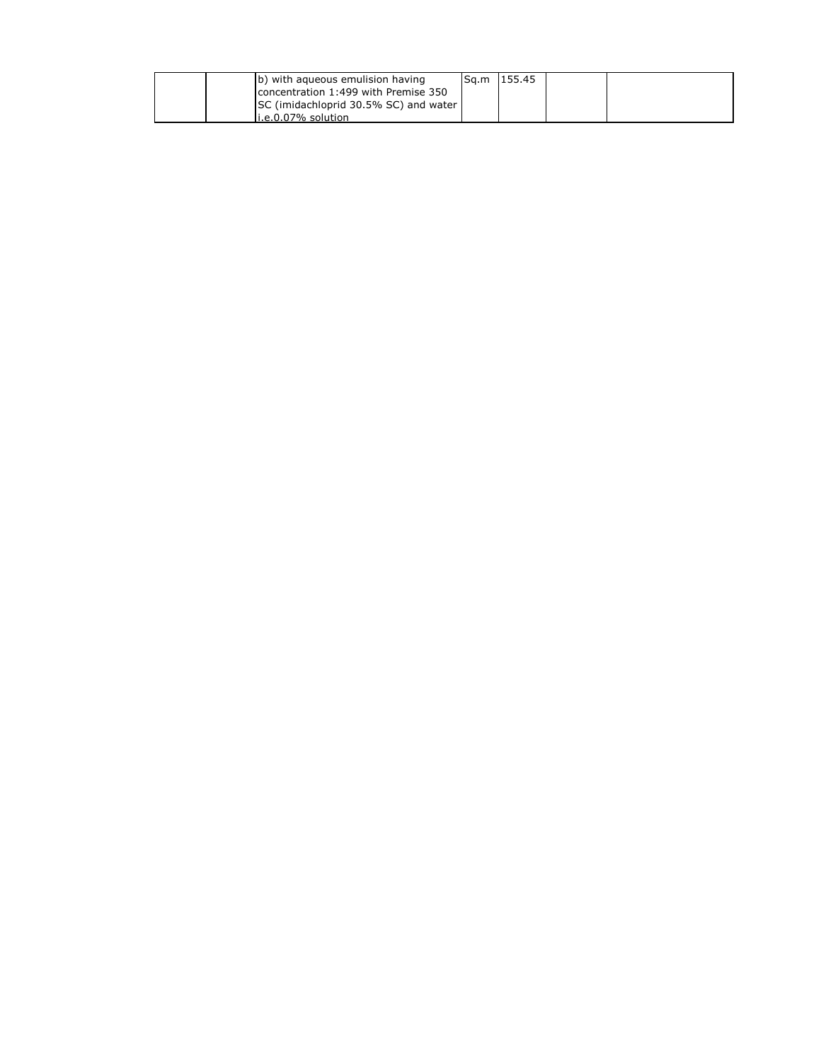|  |  |  |  |  |  |
|---|---|---|---|---|---|
|  |  | b) with aqueous emulision having concentration 1:499 with Premise 350 SC (imidachloprid 30.5% SC) and water i.e.0.07% solution | Sq.m | 155.45 |  |  |

|  |  |  |  |  |  |  |
|---|---|---|---|---|---|---|
|  |  | b) with aqueous emulision having concentration 1:499 with Premise 350 SC (imidachloprid 30.5% SC) and water i.e.0.07% solution | Sq.m | 155.45 |  |  |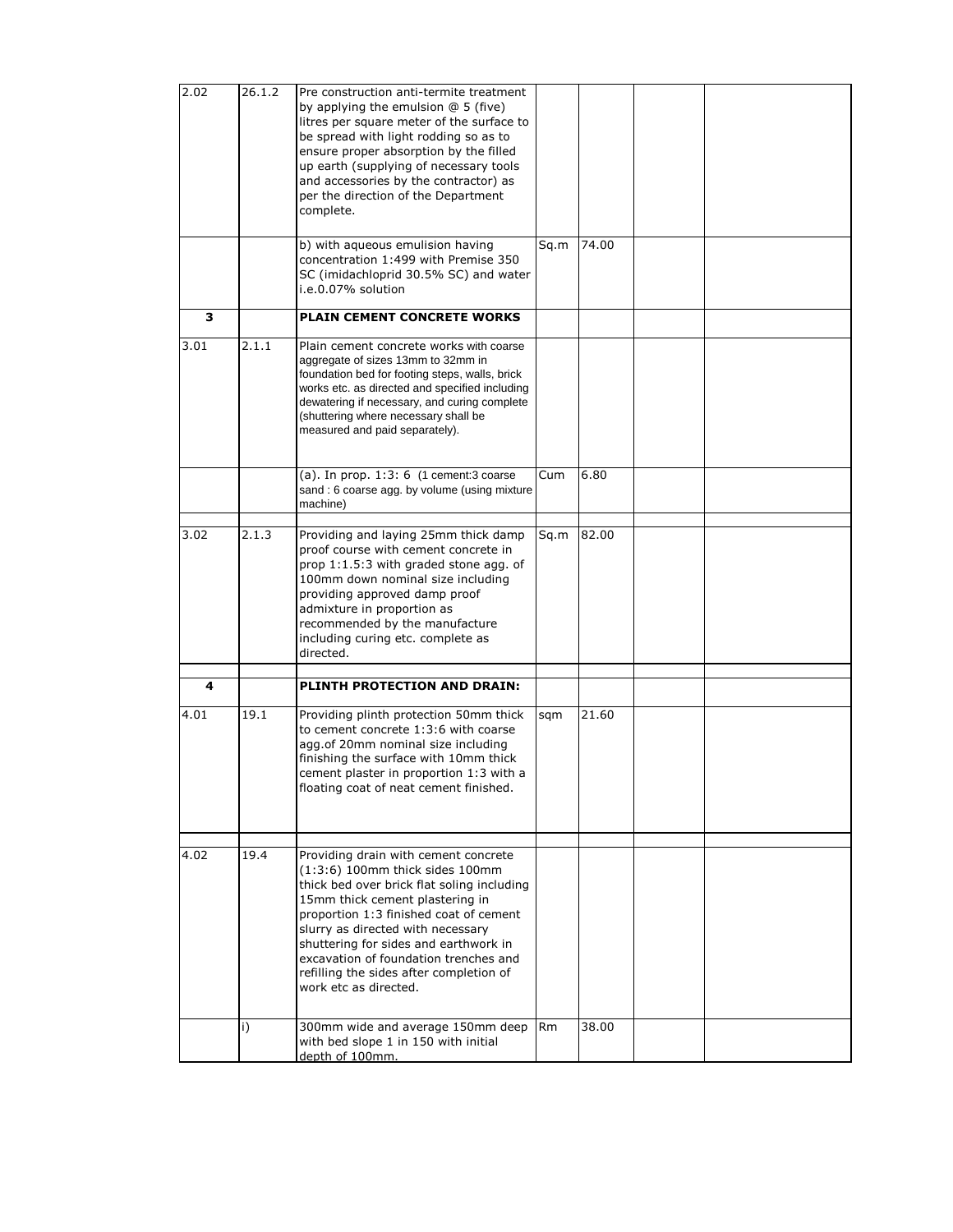| | | | | | | |
|---|---|---|---|---|---|---|
| 2.02 | 26.1.2 | Pre construction anti-termite treatment by applying the emulsion @ 5 (five) litres per square meter of the surface to be spread with light rodding so as to ensure proper absorption by the filled up earth (supplying of necessary tools and accessories by the contractor) as per the direction of the Department complete. | | | | |
| | | b) with aqueous emulision having concentration 1:499 with Premise 350 SC (imidachloprid 30.5% SC) and water i.e.0.07% solution | Sq.m | 74.00 | | |
| **3** | | **PLAIN CEMENT CONCRETE WORKS** | | | | |
| 3.01 | 2.1.1 | Plain cement concrete works with coarse aggregate of sizes 13mm to 32mm in foundation bed for footing steps, walls, brick works etc. as directed and specified including dewatering if necessary, and curing complete (shuttering where necessary shall be measured and paid separately). | | | | |
| | | (a). In prop. 1:3: 6 (1 cement:3 coarse sand : 6 coarse agg. by volume (using mixture machine) | Cum | 6.80 | | |
| 3.02 | 2.1.3 | Providing and laying 25mm thick damp proof course with cement concrete in prop 1:1.5:3 with graded stone agg. of 100mm down nominal size including providing approved damp proof admixture in proportion as recommended by the manufacture including curing etc. complete as directed. | Sq.m | 82.00 | | |
| **4** | | **PLINTH PROTECTION AND DRAIN:** | | | | |
| 4.01 | 19.1 | Providing plinth protection 50mm thick to cement concrete 1:3:6 with coarse agg.of 20mm nominal size including finishing the surface with 10mm thick cement plaster in proportion 1:3 with a floating coat of neat cement finished. | sqm | 21.60 | | |
| 4.02 | 19.4 | Providing drain with cement concrete (1:3:6) 100mm thick sides 100mm thick bed over brick flat soling including 15mm thick cement plastering in proportion 1:3 finished coat of cement slurry as directed with necessary shuttering for sides and earthwork in excavation of foundation trenches and refilling the sides after completion of work etc as directed. | | | | |
| | i) | 300mm wide and average 150mm deep with bed slope 1 in 150 with initial depth of 100mm. | Rm | 38.00 | | |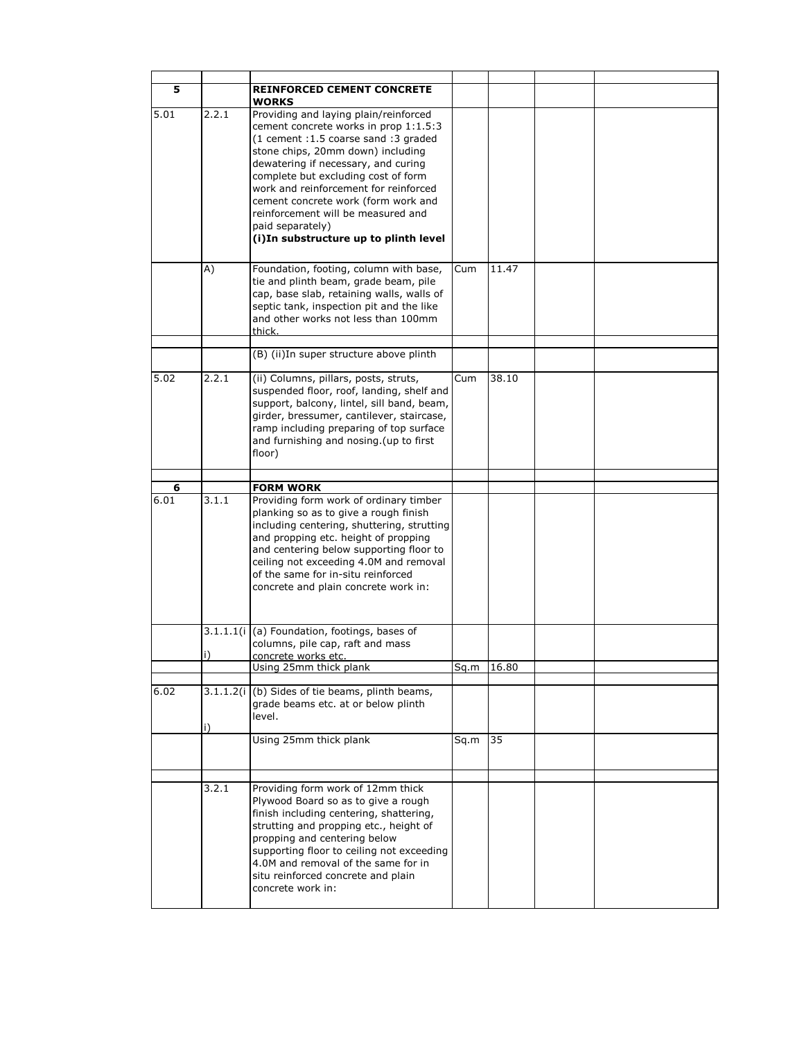| | | | | | | |
|---|---|---|---|---|---|---|
| **5** | | **REINFORCED CEMENT CONCRETE WORKS** | | | | |
| 5.01 | 2.2.1 | Providing and laying plain/reinforced cement concrete works in prop 1:1.5:3 (1 cement :1.5 coarse sand :3 graded stone chips, 20mm down) including dewatering if necessary, and curing complete but excluding cost of form work and reinforcement for reinforced cement concrete work (form work and reinforcement will be measured and paid separately) **(i)In substructure up to plinth level** | | | | |
| | A) | Foundation, footing, column with base, tie and plinth beam, grade beam, pile cap, base slab, retaining walls, walls of septic tank, inspection pit and the like and other works not less than 100mm thick. | Cum | 11.47 | | |
| | | | | | | |
| | | (B) (ii)In super structure above plinth | | | | |
| 5.02 | 2.2.1 | (ii) Columns, pillars, posts, struts, suspended floor, roof, landing, shelf and support, balcony, lintel, sill band, beam, girder, bressumer, cantilever, staircase, ramp including preparing of top surface and furnishing and nosing.(up to first floor) | Cum | 38.10 | | |
| | | | | | | |
| **6** | | **FORM WORK** | | | | |
| 6.01 | 3.1.1 | Providing form work of ordinary timber planking so as to give a rough finish including centering, shuttering, strutting and propping etc. height of propping and centering below supporting floor to ceiling not exceeding 4.0M and removal of the same for in-situ reinforced concrete and plain concrete work in: | | | | |
| | 3.1.1.1(ii) | (a) Foundation, footings, bases of columns, pile cap, raft and mass concrete works etc. | | | | |
| | | Using 25mm thick plank | Sq.m | 16.80 | | |
| | | | | | | |
| 6.02 | 3.1.1.2(ii) | (b) Sides of tie beams, plinth beams, grade beams etc. at or below plinth level. | | | | |
| | | Using 25mm thick plank | Sq.m | 35 | | |
| | | | | | | |
| | 3.2.1 | Providing form work of 12mm thick Plywood Board so as to give a rough finish including centering, shattering, strutting and propping etc., height of propping and centering below supporting floor to ceiling not exceeding 4.0M and removal of the same for in situ reinforced concrete and plain concrete work in: | | | | |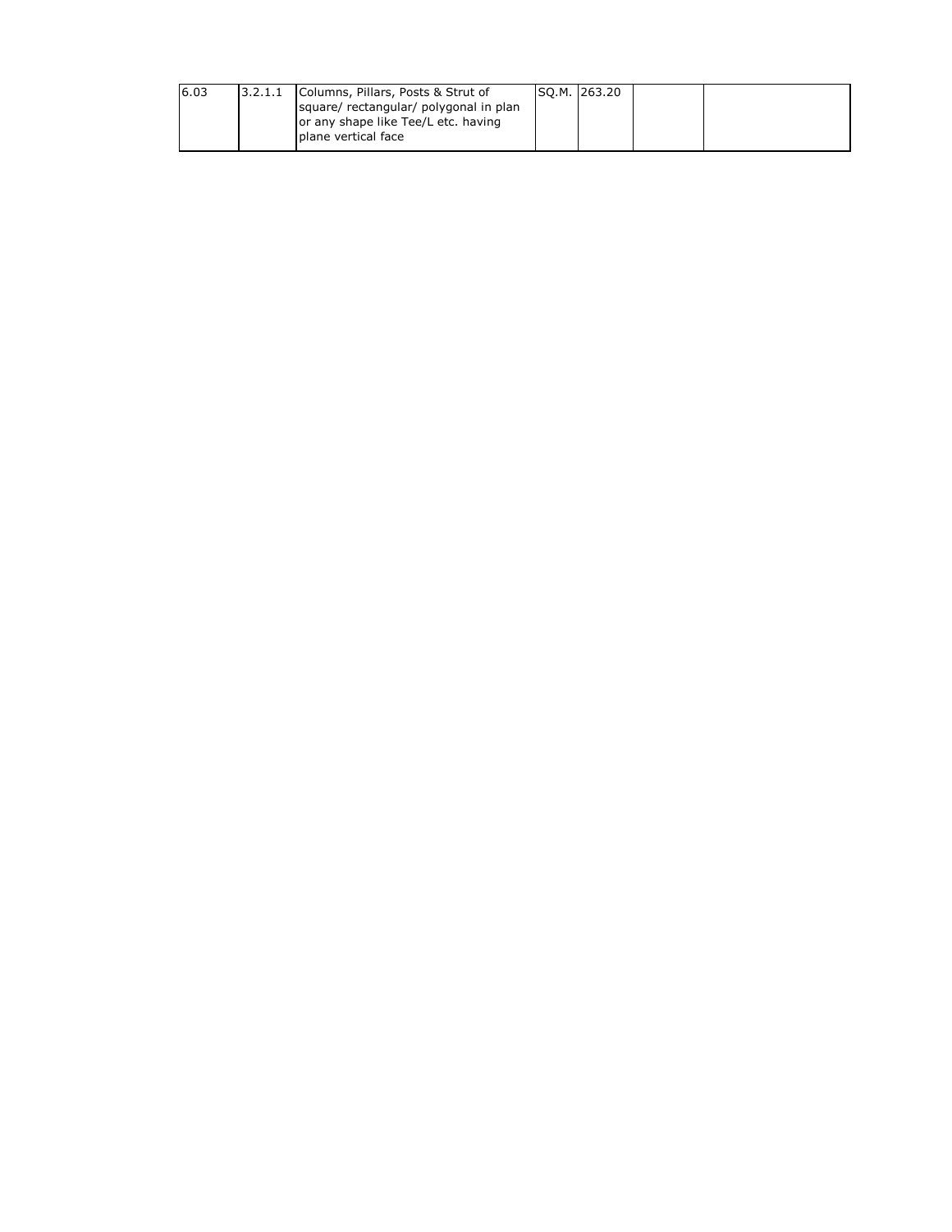| 6.03 | 3.2.1.1 | Columns, Pillars, Posts & Strut of square/ rectangular/ polygonal in plan or any shape like Tee/L etc. having plane vertical face | SQ.M. | 263.20 | | |
| --- | --- | --- | --- | --- | --- | --- |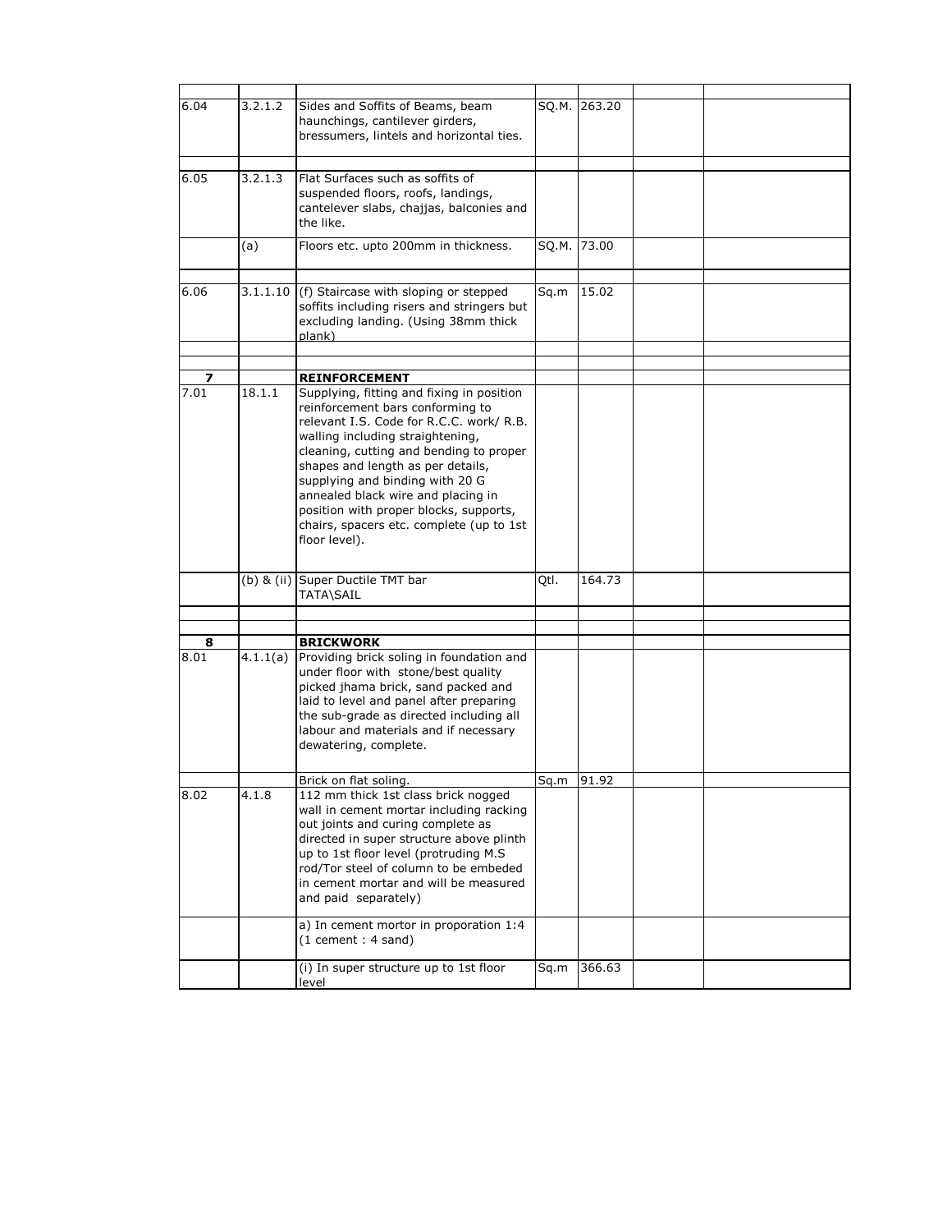| | | | | | | |
|---|---|---|---|---|---|---|
| 6.04 | 3.2.1.2 | Sides and Soffits of Beams, beam hauchings, cantilever girders, bressumers, lintels and horizontal ties. | SQ.M. | 263.20 | | |
| | | | | | | |
| 6.05 | 3.2.1.3 | Flat Surfaces such as soffits of suspended floors, roofs, landings, cantelever slabs, chajjas, balconies and the like. | | | | |
| | (a) | Floors etc. upto 200mm in thickness. | SQ.M. | 73.00 | | |
| | | | | | | |
| 6.06 | 3.1.1.10 | (f) Staircase with sloping or stepped soffits including risers and stringers but excluding landing. (Using 38mm thick plank) | Sq.m | 15.02 | | |
| | | | | | | |
| | | | | | | |
| **7** | | **REINFORCEMENT** | | | | |
| 7.01 | 18.1.1 | Supplying, fitting and fixing in position reinforcement bars conforming to relevant I.S. Code for R.C.C. work/ R.B. walling including straightening, cleaning, cutting and bending to proper shapes and length as per details, supplying and binding with 20 G annealed black wire and placing in position with proper blocks, supports, chairs, spacers etc. complete (up to 1st floor level). | | | | |
| | (b) & (ii) | Super Ductile TMT bar TATA\SAIL | Qtl. | 164.73 | | |
| | | | | | | |
| | | | | | | |
| **8** | | **BRICKWORK** | | | | |
| 8.01 | 4.1.1(a) | Providing brick soling in foundation and under floor with stone/best quality picked jhama brick, sand packed and laid to level and panel after preparing the sub-grade as directed including all labour and materials and if necessary dewatering, complete. | | | | |
| | | Brick on flat soling. | Sq.m | 91.92 | | |
| 8.02 | 4.1.8 | 112 mm thick 1st class brick nogged wall in cement mortar including racking out joints and curing complete as directed in super structure above plinth up to 1st floor level (protruding M.S rod/Tor steel of column to be embeded in cement mortar and will be measured and paid separately) | | | | |
| | | a) In cement mortor in proporation 1:4 (1 cement : 4 sand) | | | | |
| | | (i) In super structure up to 1st floor level | Sq.m | 366.63 | | |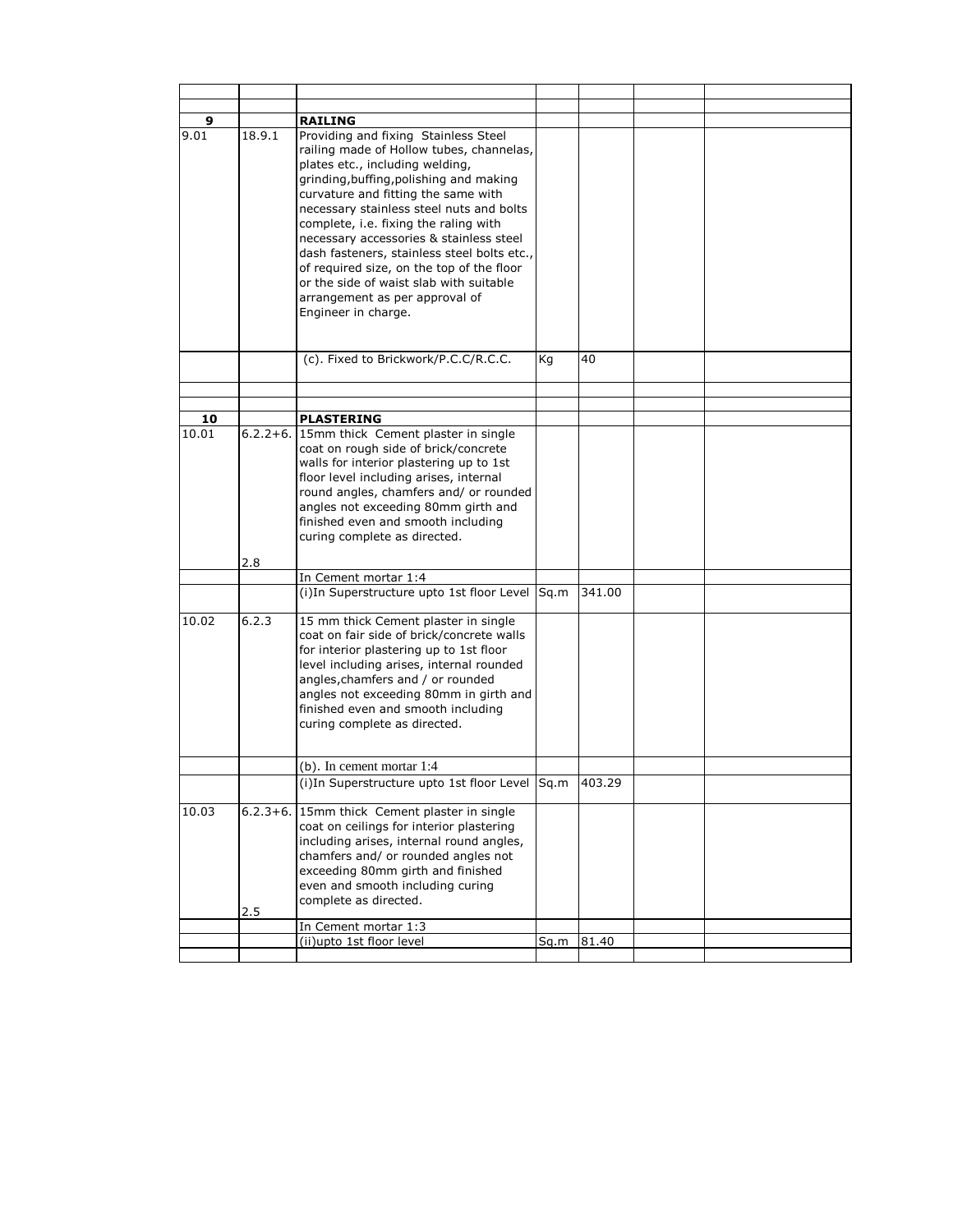| | | | | | | |
|---|---|---|---|---|---|---|
| | | | | | | |
| | | | | | | |
| **9** | | **RAILING** | | | | |
| 9.01 | 18.9.1 | Providing and fixing Stainless Steel railing made of Hollow tubes, channelas, plates etc., including welding, grinding,buffing,polishing and making curvature and fitting the same with necessary stainless steel nuts and bolts complete, i.e. fixing the raling with necessary accessories & stainless steel dash fasteners, stainless steel bolts etc., of required size, on the top of the floor or the side of waist slab with suitable arrangement as per approval of Engineer in charge. | | | | |
| | | (c). Fixed to Brickwork/P.C.C/R.C.C. | Kg | 40 | | |
| | | | | | | |
| | | | | | | |
| **10** | | **PLASTERING** | | | | |
| 10.01 | 6.2.2+6. 2.8 | 15mm thick Cement plaster in single coat on rough side of brick/concrete walls for interior plastering up to 1st floor level including arises, internal round angles, chamfers and/ or rounded angles not exceeding 80mm girth and finished even and smooth including curing complete as directed. | | | | |
| | | In Cement mortar 1:4 | | | | |
| | | (i)In Superstructure upto 1st floor Level | Sq.m | 341.00 | | |
| 10.02 | 6.2.3 | 15 mm thick Cement plaster in single coat on fair side of brick/concrete walls for interior plastering up to 1st floor level including arises, internal rounded angles,chamfers and / or rounded angles not exceeding 80mm in girth and finished even and smooth including curing complete as directed. | | | | |
| | | (b). In cement mortar 1:4 | | | | |
| | | (i)In Superstructure upto 1st floor Level | Sq.m | 403.29 | | |
| 10.03 | 6.2.3+6. 2.5 | 15mm thick Cement plaster in single coat on ceilings for interior plastering including arises, internal round angles, chamfers and/ or rounded angles not exceeding 80mm girth and finished even and smooth including curing complete as directed. | | | | |
| | | In Cement mortar 1:3 | | | | |
| | | (ii)upto 1st floor level | Sq.m | 81.40 | | |
| | | | | | | |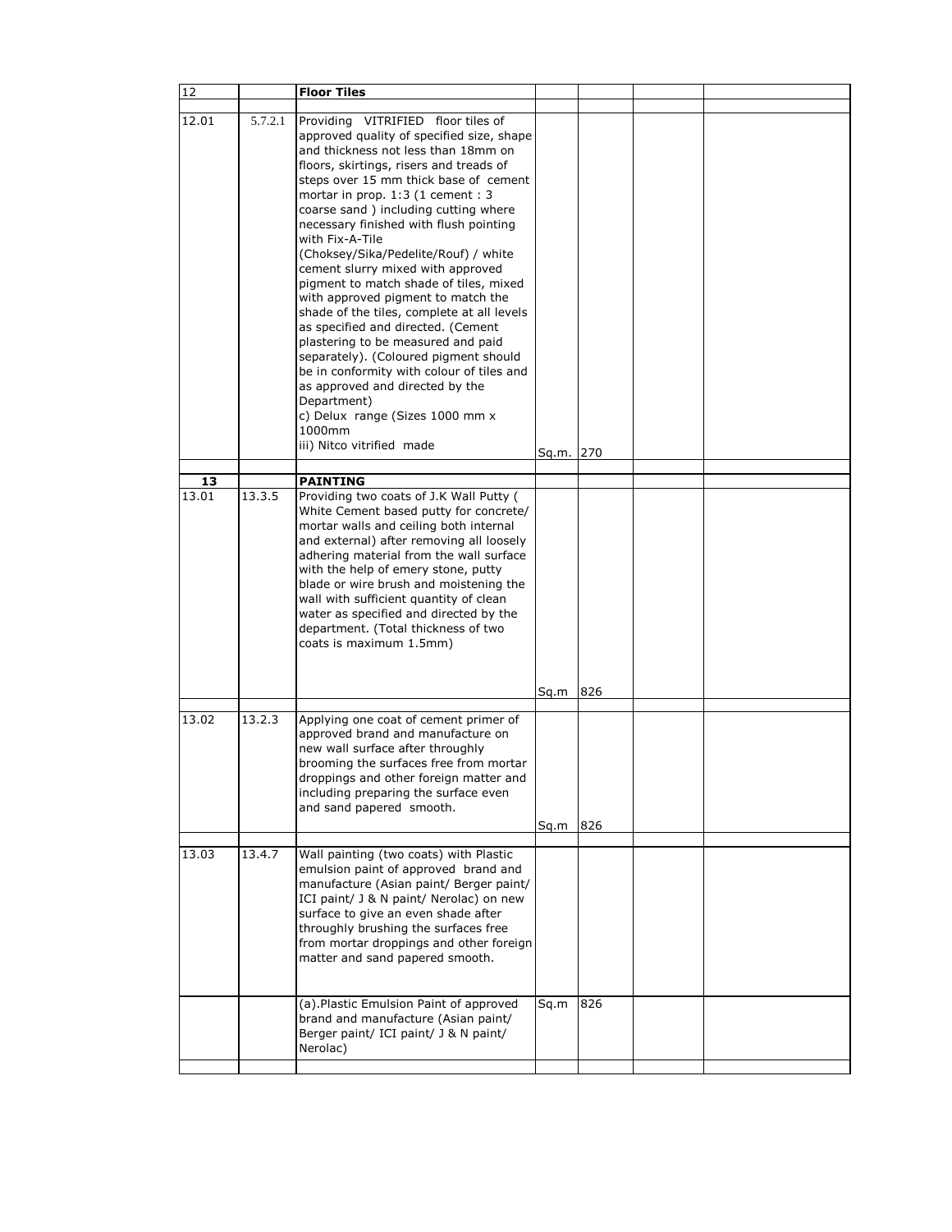| 12 | | **Floor Tiles** | | | | |
|---|---|---|---|---|---|---|
| | | | | | | |
| 12.01 | 5.7.2.1 | Providing VITRIFIED floor tiles of approved quality of specified size, shape and thickness not less than 18mm on floors, skirtings, risers and treads of steps over 15 mm thick base of cement mortar in prop. 1:3 (1 cement : 3 coarse sand ) including cutting where necessary finished with flush pointing with Fix-A-Tile (Choksey/Sika/Pedelite/Rouf) / white cement slurry mixed with approved pigment to match shade of tiles, mixed with approved pigment to match the shade of the tiles, complete at all levels as specified and directed. (Cement plastering to be measured and paid separately). (Coloured pigment should be in conformity with colour of tiles and as approved and directed by the Department)<br>c) Delux range (Sizes 1000 mm x 1000mm<br>iii) Nitco vitrified made | Sq.m. | 270 | | |
| | | | | | | |
| **13** | | **PAINTING** | | | | |
| 13.01 | 13.3.5 | Providing two coats of J.K Wall Putty ( White Cement based putty for concrete/ mortar walls and ceiling both internal and external) after removing all loosely adhering material from the wall surface with the help of emery stone, putty blade or wire brush and moistening the wall with sufficient quantity of clean water as specified and directed by the department. (Total thickness of two coats is maximum 1.5mm) | Sq.m | 826 | | |
| | | | | | | |
| 13.02 | 13.2.3 | Applying one coat of cement primer of approved brand and manufacture on new wall surface after throughly brooming the surfaces free from mortar droppings and other foreign matter and including preparing the surface even and sand papered smooth. | Sq.m | 826 | | |
| | | | | | | |
| 13.03 | 13.4.7 | Wall painting (two coats) with Plastic emulsion paint of approved brand and manufacture (Asian paint/ Berger paint/ ICI paint/ J & N paint/ Nerolac) on new surface to give an even shade after throughly brushing the surfaces free from mortar droppings and other foreign matter and sand papered smooth. | | | | |
| | | (a).Plastic Emulsion Paint of approved brand and manufacture (Asian paint/ Berger paint/ ICI paint/ J & N paint/ Nerolac) | Sq.m | 826 | | |
| | | | | | | |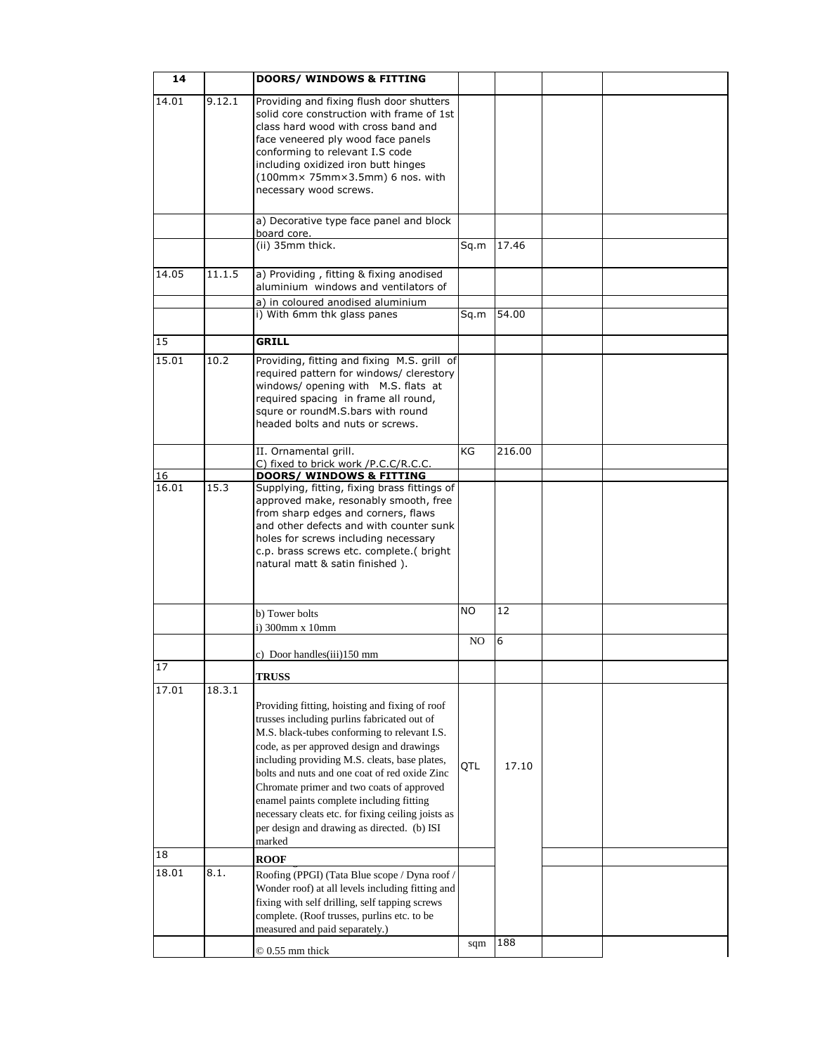| 14 | | DOORS/ WINDOWS & FITTING | | | | |
|---|---|---|---|---|---|---|
| 14.01 | 9.12.1 | Providing and fixing flush door shutters solid core construction with frame of 1st class hard wood with cross band and face veneered ply wood face panels conforming to relevant I.S code including oxidized iron butt hinges (100mm× 75mm×3.5mm) 6 nos. with necessary wood screws. | | | | |
| | | a) Decorative type face panel and block board core. | | | | |
| | | (ii) 35mm thick. | Sq.m | 17.46 | | |
| 14.05 | 11.1.5 | a) Providing , fitting & fixing anodised aluminium windows and ventilators of | | | | |
| | | a) in coloured anodised aluminium | | | | |
| | | i) With 6mm thk glass panes | Sq.m | 54.00 | | |
| 15 | | **GRILL** | | | | |
| 15.01 | 10.2 | Providing, fitting and fixing M.S. grill of required pattern for windows/ clerestory windows/ opening with M.S. flats at required spacing in frame all round, squre or roundM.S.bars with round headed bolts and nuts or screws. | | | | |
| | | II. Ornamental grill. C) fixed to brick work /P.C.C/R.C.C. | KG | 216.00 | | |
| 16 | | **DOORS/ WINDOWS & FITTING** | | | | |
| 16.01 | 15.3 | Supplying, fitting, fixing brass fittings of approved make, resonably smooth, free from sharp edges and corners, flaws and other defects and with counter sunk holes for screws including necessary c.p. brass screws etc. complete.( bright natural matt & satin finished ). | | | | |
| | | b) Tower bolts i) 300mm x 10mm | NO | 12 | | |
| | | c) Door handles(iii)150 mm | NO | 6 | | |
| 17 | | **TRUSS** | | | | |
| 17.01 | 18.3.1 | Providing fitting, hoisting and fixing of roof trusses including purlins fabricated out of M.S. black-tubes conforming to relevant I.S. code, as per approved design and drawings including providing M.S. cleats, base plates, bolts and nuts and one coat of red oxide Zinc Chromate primer and two coats of approved enamel paints complete including fitting necessary cleats etc. for fixing ceiling joists as per design and drawing as directed. (b) ISI marked | QTL | 17.10 | | |
| 18 | | **ROOF** | | | | |
| 18.01 | 8.1. | Roofing (PPGI) (Tata Blue scope / Dyna roof / Wonder roof) at all levels including fitting and fixing with self drilling, self tapping screws complete. (Roof trusses, purlins etc. to be measured and paid separately.) | | | | |
| | | © 0.55 mm thick | sqm | 188 | | |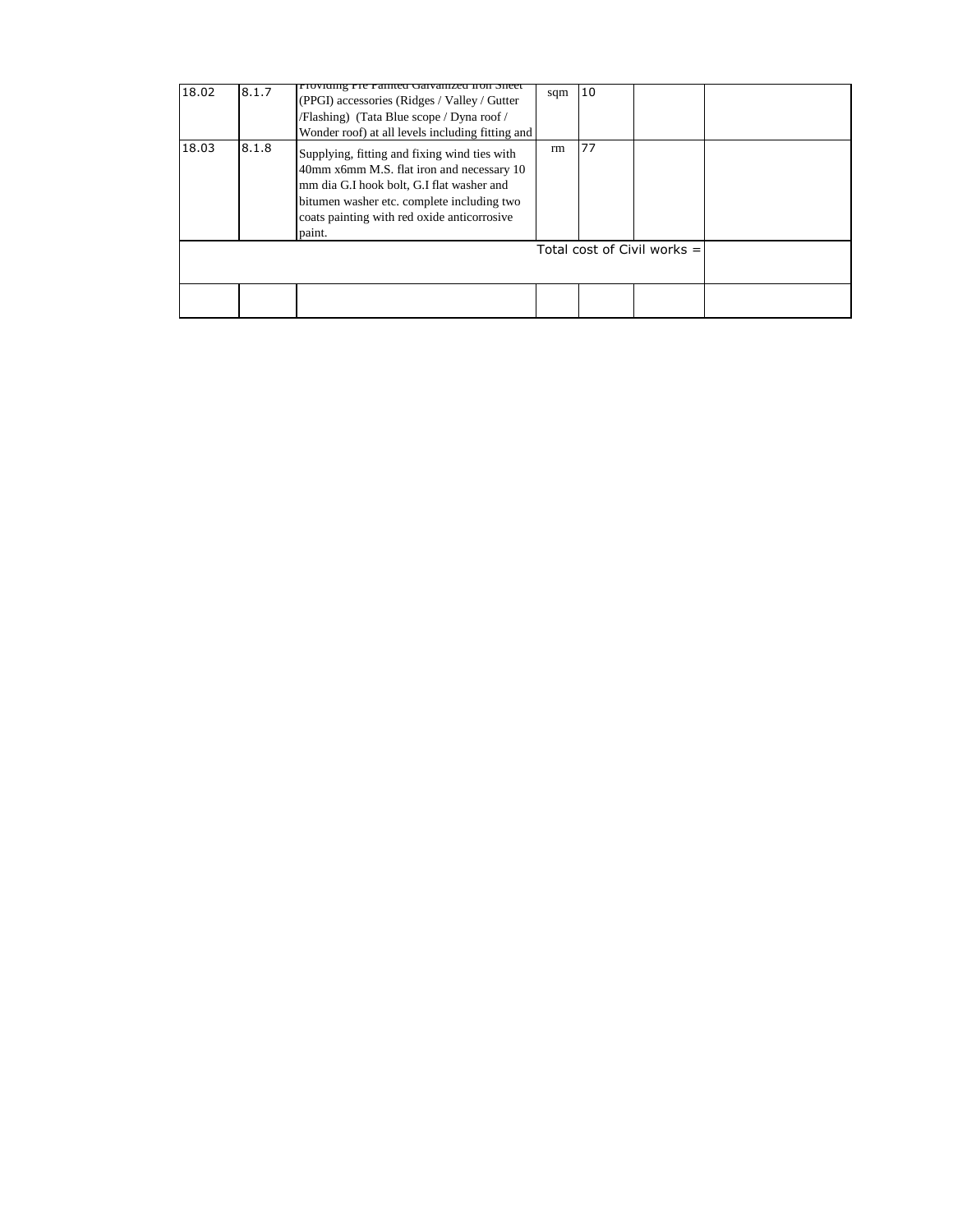| | | | | | | |
|---|---|---|---|---|---|---|
| 18.02 | 8.1.7 | Providing Pre Painted Galvanized Iron Sheet (PPGI) accessories (Ridges / Valley / Gutter /Flashing) (Tata Blue scope / Dyna roof / Wonder roof) at all levels including fitting and | sqm | 10 | | |
| 18.03 | 8.1.8 | Supplying, fitting and fixing wind ties with 40mm x6mm M.S. flat iron and necessary 10 mm dia G.I hook bolt, G.I flat washer and bitumen washer etc. complete including two coats painting with red oxide anticorrosive paint. | rm | 77 | | |
| | | | | | Total cost of Civil works = | |
| | | | | | | |